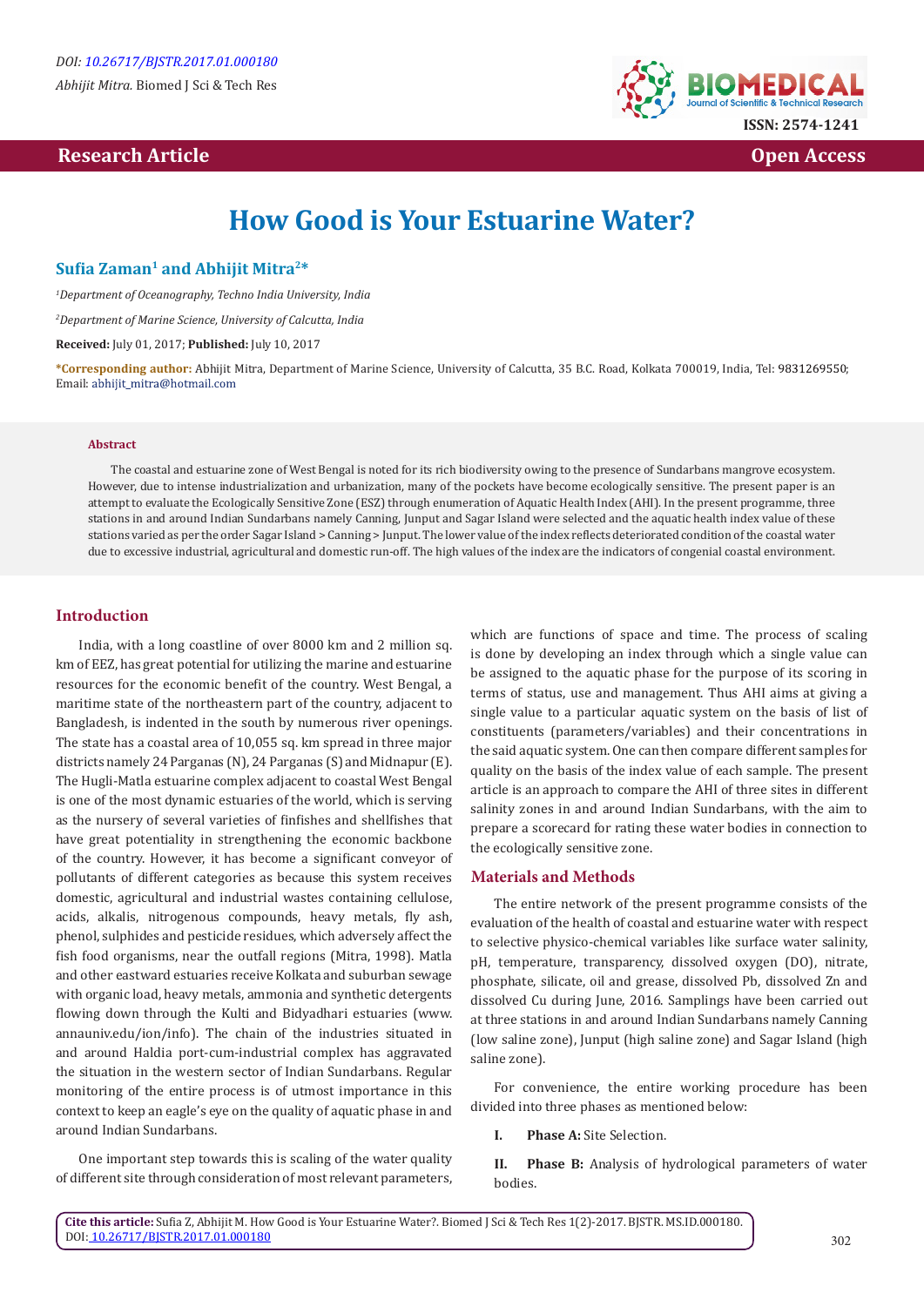Research Article | Open Access

# How Good is Your Estuarine Water?

**Sufia Zaman[1] and Abhijit Mitra[2]***

[1]*Department of Oceanography, Techno India University, India*

[2]*Department of Marine Science, University of Calcutta, India*

**Received:** July 01, 2017; **Published:** July 10, 2017

***Corresponding author:** Abhijit Mitra, Department of Marine Science, University of Calcutta, 35 B.C. Road, Kolkata 700019, India, Tel: 9831269550; Email: abhijit_mitra@hotmail.com

### Abstract

The coastal and estuarine zone of West Bengal is noted for its rich biodiversity owing to the presence of Sundarbans mangrove ecosystem. However, due to intense industrialization and urbanization, many of the pockets have become ecologically sensitive. The present paper is an attempt to evaluate the Ecologically Sensitive Zone (ESZ) through enumeration of Aquatic Health Index (AHI). In the present programme, three stations in and around Indian Sundarbans namely Canning, Junput and Sagar Island were selected and the aquatic health index value of these stations varied as per the order Sagar Island > Canning > Junput. The lower value of the index reflects deteriorated condition of the coastal water due to excessive industrial, agricultural and domestic run-off. The high values of the index are the indicators of congenial coastal environment.

## Introduction

India, with a long coastline of over 8000 km and 2 million sq. km of EEZ, has great potential for utilizing the marine and estuarine resources for the economic benefit of the country. West Bengal, a maritime state of the northeastern part of the country, adjacent to Bangladesh, is indented in the south by numerous river openings. The state has a coastal area of 10,055 sq. km spread in three major districts namely 24 Parganas (N), 24 Parganas (S) and Midnapur (E). The Hugli-Matla estuarine complex adjacent to coastal West Bengal is one of the most dynamic estuaries of the world, which is serving as the nursery of several varieties of finfishes and shellfishes that have great potentiality in strengthening the economic backbone of the country. However, it has become a significant conveyor of pollutants of different categories as because this system receives domestic, agricultural and industrial wastes containing cellulose, acids, alkalis, nitrogenous compounds, heavy metals, fly ash, phenol, sulphides and pesticide residues, which adversely affect the fish food organisms, near the outfall regions (Mitra, 1998). Matla and other eastward estuaries receive Kolkata and suburban sewage with organic load, heavy metals, ammonia and synthetic detergents flowing down through the Kulti and Bidyadhari estuaries (www.annauniv.edu/ion/info). The chain of the industries situated in and around Haldia port-cum-industrial complex has aggravated the situation in the western sector of Indian Sundarbans. Regular monitoring of the entire process is of utmost importance in this context to keep an eagle's eye on the quality of aquatic phase in and around Indian Sundarbans.

One important step towards this is scaling of the water quality of different site through consideration of most relevant parameters, which are functions of space and time. The process of scaling is done by developing an index through which a single value can be assigned to the aquatic phase for the purpose of its scoring in terms of status, use and management. Thus AHI aims at giving a single value to a particular aquatic system on the basis of list of constituents (parameters/variables) and their concentrations in the said aquatic system. One can then compare different samples for quality on the basis of the index value of each sample. The present article is an approach to compare the AHI of three sites in different salinity zones in and around Indian Sundarbans, with the aim to prepare a scorecard for rating these water bodies in connection to the ecologically sensitive zone.

## Materials and Methods

The entire network of the present programme consists of the evaluation of the health of coastal and estuarine water with respect to selective physico-chemical variables like surface water salinity, pH, temperature, transparency, dissolved oxygen (DO), nitrate, phosphate, silicate, oil and grease, dissolved Pb, dissolved Zn and dissolved Cu during June, 2016. Samplings have been carried out at three stations in and around Indian Sundarbans namely Canning (low saline zone), Junput (high saline zone) and Sagar Island (high saline zone).

For convenience, the entire working procedure has been divided into three phases as mentioned below:

I. **Phase A:** Site Selection.

II. **Phase B:** Analysis of hydrological parameters of water bodies.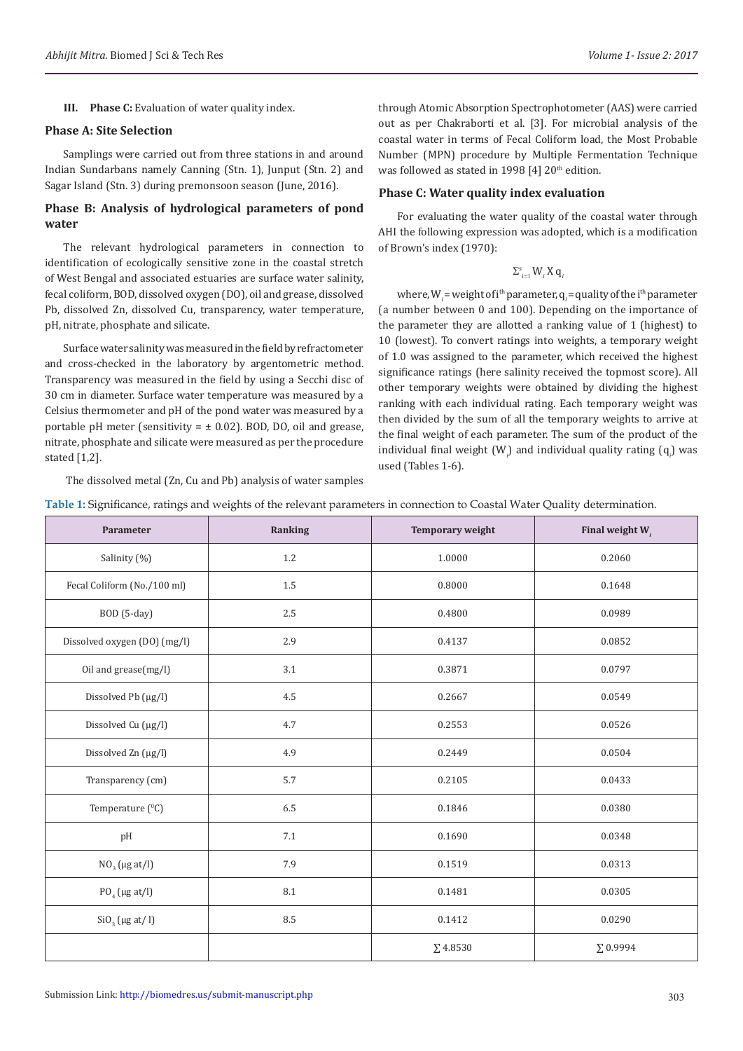III. **Phase C:** Evaluation of water quality index.

## Phase A: Site Selection

Samplings were carried out from three stations in and around Indian Sundarbans namely Canning (Stn. 1), Junput (Stn. 2) and Sagar Island (Stn. 3) during premonsoon season (June, 2016).

## Phase B: Analysis of hydrological parameters of pond water

The relevant hydrological parameters in connection to identification of ecologically sensitive zone in the coastal stretch of West Bengal and associated estuaries are surface water salinity, fecal coliform, BOD, dissolved oxygen (DO), oil and grease, dissolved Pb, dissolved Zn, dissolved Cu, transparency, water temperature, pH, nitrate, phosphate and silicate.

Surface water salinity was measured in the field by refractometer and cross-checked in the laboratory by argentometric method. Transparency was measured in the field by using a Secchi disc of 30 cm in diameter. Surface water temperature was measured by a Celsius thermometer and pH of the pond water was measured by a portable pH meter (sensitivity = ± 0.02). BOD, DO, oil and grease, nitrate, phosphate and silicate were measured as per the procedure stated [1,2].

The dissolved metal (Zn, Cu and Pb) analysis of water samples through Atomic Absorption Spectrophotometer (AAS) were carried out as per Chakraborti et al. [3]. For microbial analysis of the coastal water in terms of Fecal Coliform load, the Most Probable Number (MPN) procedure by Multiple Fermentation Technique was followed as stated in 1998 [4] 20th edition.

## Phase C: Water quality index evaluation

For evaluating the water quality of the coastal water through AHI the following expression was adopted, which is a modification of Brown's index (1970):

$$\Sigma^{s}_{i=1} W_i \, X \, q_i$$

where, $W_i$ = weight of i[th] parameter, $q_i$ = quality of the i[th] parameter (a number between 0 and 100). Depending on the importance of the parameter they are allotted a ranking value of 1 (highest) to 10 (lowest). To convert ratings into weights, a temporary weight of 1.0 was assigned to the parameter, which received the highest significance ratings (here salinity received the topmost score). All other temporary weights were obtained by dividing the highest ranking with each individual rating. Each temporary weight was then divided by the sum of all the temporary weights to arrive at the final weight of each parameter. The sum of the product of the individual final weight ($W_i$) and individual quality rating ($q_i$) was used (Tables 1-6).

**Table 1:** Significance, ratings and weights of the relevant parameters in connection to Coastal Water Quality determination.

| Parameter | Ranking | Temporary weight | Final weight $W_i$ |
|---|---|---|---|
| Salinity (%) | 1.2 | 1.0000 | 0.2060 |
| Fecal Coliform (No./100 ml) | 1.5 | 0.8000 | 0.1648 |
| BOD (5-day) | 2.5 | 0.4800 | 0.0989 |
| Dissolved oxygen (DO) (mg/l) | 2.9 | 0.4137 | 0.0852 |
| Oil and grease(mg/l) | 3.1 | 0.3871 | 0.0797 |
| Dissolved Pb (µg/l) | 4.5 | 0.2667 | 0.0549 |
| Dissolved Cu (µg/l) | 4.7 | 0.2553 | 0.0526 |
| Dissolved Zn (µg/l) | 4.9 | 0.2449 | 0.0504 |
| Transparency (cm) | 5.7 | 0.2105 | 0.0433 |
| Temperature ($^0$C) | 6.5 | 0.1846 | 0.0380 |
| pH | 7.1 | 0.1690 | 0.0348 |
| $NO_3$ (µg at/l) | 7.9 | 0.1519 | 0.0313 |
| $PO_4$ (µg at/l) | 8.1 | 0.1481 | 0.0305 |
| $SiO_3$ (µg at/ l) | 8.5 | 0.1412 | 0.0290 |
| | | ∑ 4.8530 | ∑ 0.9994 |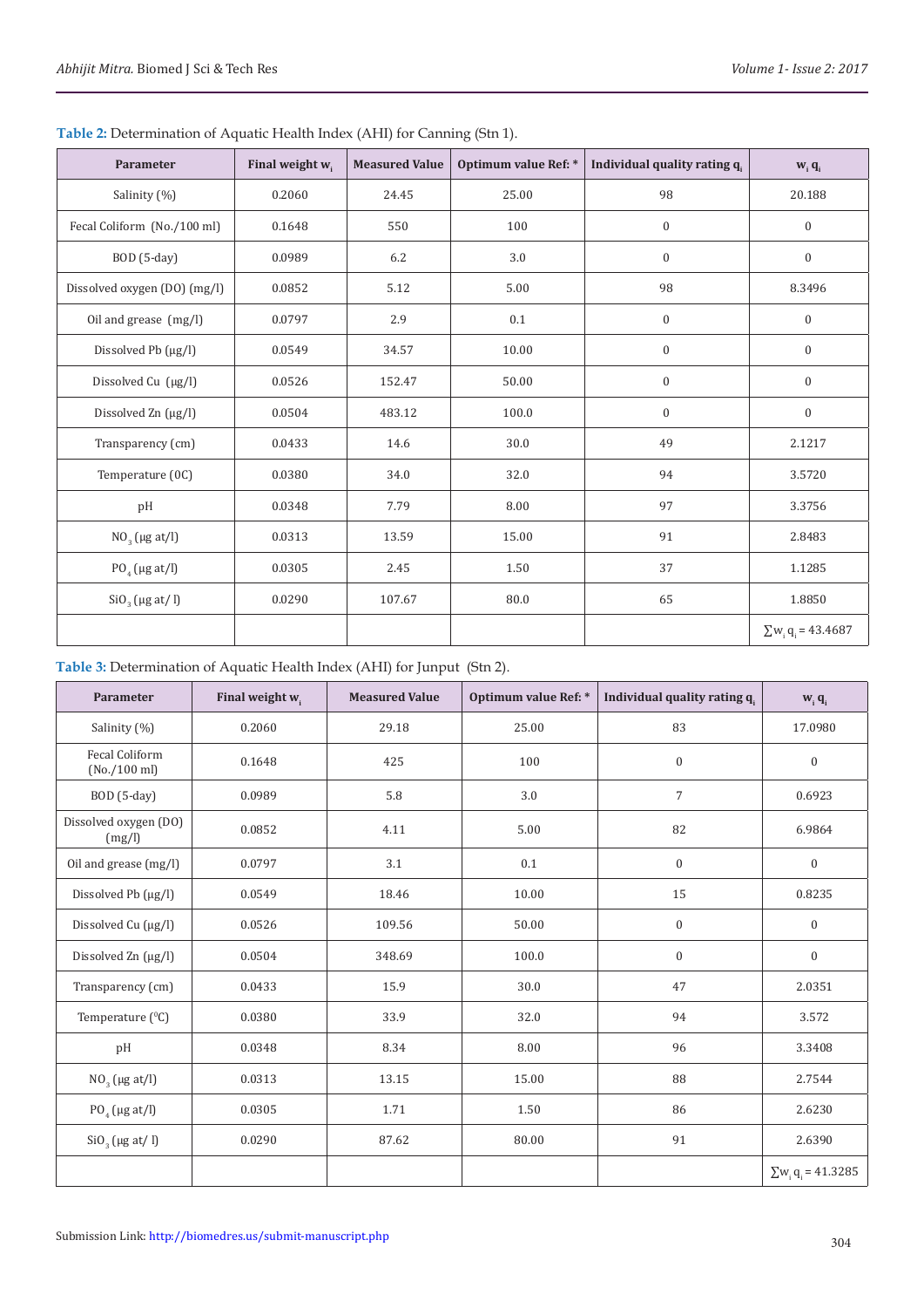**Table 2:** Determination of Aquatic Health Index (AHI) for Canning (Stn 1).

| Parameter | Final weight $w_i$ | Measured Value | Optimum value Ref: * | Individual quality rating $q_i$ | $w_i q_i$ |
|---|---|---|---|---|---|
| Salinity (%) | 0.2060 | 24.45 | 25.00 | 98 | 20.188 |
| Fecal Coliform (No./100 ml) | 0.1648 | 550 | 100 | 0 | 0 |
| BOD (5-day) | 0.0989 | 6.2 | 3.0 | 0 | 0 |
| Dissolved oxygen (DO) (mg/l) | 0.0852 | 5.12 | 5.00 | 98 | 8.3496 |
| Oil and grease (mg/l) | 0.0797 | 2.9 | 0.1 | 0 | 0 |
| Dissolved Pb (μg/l) | 0.0549 | 34.57 | 10.00 | 0 | 0 |
| Dissolved Cu (μg/l) | 0.0526 | 152.47 | 50.00 | 0 | 0 |
| Dissolved Zn (μg/l) | 0.0504 | 483.12 | 100.0 | 0 | 0 |
| Transparency (cm) | 0.0433 | 14.6 | 30.0 | 49 | 2.1217 |
| Temperature (0C) | 0.0380 | 34.0 | 32.0 | 94 | 3.5720 |
| pH | 0.0348 | 7.79 | 8.00 | 97 | 3.3756 |
| $NO_3$ (μg at/l) | 0.0313 | 13.59 | 15.00 | 91 | 2.8483 |
| $PO_4$ (μg at/l) | 0.0305 | 2.45 | 1.50 | 37 | 1.1285 |
| $SiO_3$ (μg at/ l) | 0.0290 | 107.67 | 80.0 | 65 | 1.8850 |
| | | | | | $\sum w_i q_i = 43.4687$ |

**Table 3:** Determination of Aquatic Health Index (AHI) for Junput (Stn 2).

| Parameter | Final weight $w_i$ | Measured Value | Optimum value Ref: * | Individual quality rating $q_i$ | $w_i q_i$ |
|---|---|---|---|---|---|
| Salinity (%) | 0.2060 | 29.18 | 25.00 | 83 | 17.0980 |
| Fecal Coliform (No./100 ml) | 0.1648 | 425 | 100 | 0 | 0 |
| BOD (5-day) | 0.0989 | 5.8 | 3.0 | 7 | 0.6923 |
| Dissolved oxygen (DO) (mg/l) | 0.0852 | 4.11 | 5.00 | 82 | 6.9864 |
| Oil and grease (mg/l) | 0.0797 | 3.1 | 0.1 | 0 | 0 |
| Dissolved Pb (μg/l) | 0.0549 | 18.46 | 10.00 | 15 | 0.8235 |
| Dissolved Cu (μg/l) | 0.0526 | 109.56 | 50.00 | 0 | 0 |
| Dissolved Zn (μg/l) | 0.0504 | 348.69 | 100.0 | 0 | 0 |
| Transparency (cm) | 0.0433 | 15.9 | 30.0 | 47 | 2.0351 |
| Temperature ($^0$C) | 0.0380 | 33.9 | 32.0 | 94 | 3.572 |
| pH | 0.0348 | 8.34 | 8.00 | 96 | 3.3408 |
| $NO_3$ (μg at/l) | 0.0313 | 13.15 | 15.00 | 88 | 2.7544 |
| $PO_4$ (μg at/l) | 0.0305 | 1.71 | 1.50 | 86 | 2.6230 |
| $SiO_3$ (μg at/ l) | 0.0290 | 87.62 | 80.00 | 91 | 2.6390 |
| | | | | | $\sum w_i q_i = 41.3285$ |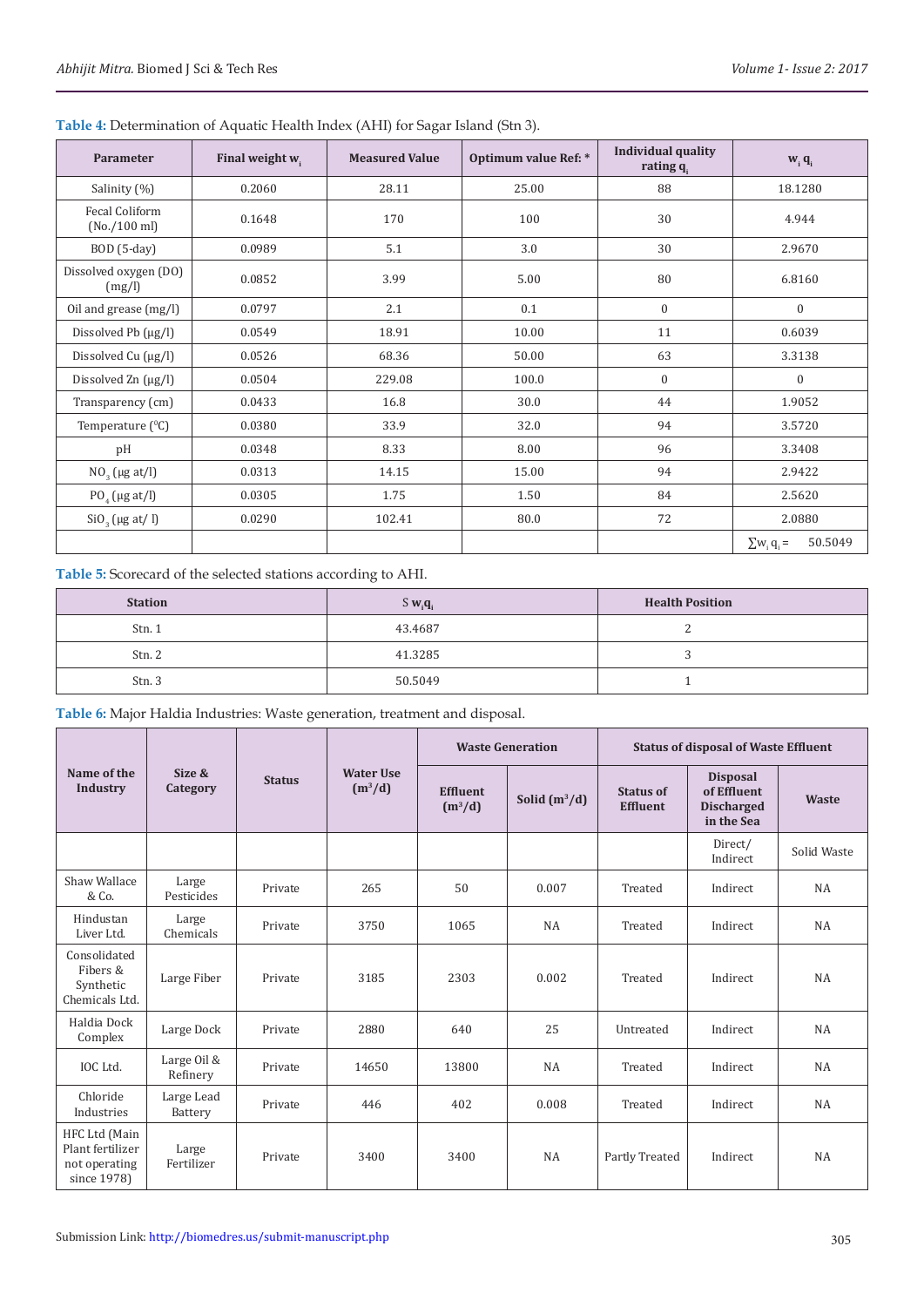**Table 4:** Determination of Aquatic Health Index (AHI) for Sagar Island (Stn 3).

| Parameter | Final weight $w_i$ | Measured Value | Optimum value Ref: * | Individual quality rating $q_i$ | $w_i q_i$ |
|---|---|---|---|---|---|
| Salinity (%) | 0.2060 | 28.11 | 25.00 | 88 | 18.1280 |
| Fecal Coliform (No./100 ml) | 0.1648 | 170 | 100 | 30 | 4.944 |
| BOD (5-day) | 0.0989 | 5.1 | 3.0 | 30 | 2.9670 |
| Dissolved oxygen (DO) (mg/l) | 0.0852 | 3.99 | 5.00 | 80 | 6.8160 |
| Oil and grease (mg/l) | 0.0797 | 2.1 | 0.1 | 0 | 0 |
| Dissolved Pb (µg/l) | 0.0549 | 18.91 | 10.00 | 11 | 0.6039 |
| Dissolved Cu (µg/l) | 0.0526 | 68.36 | 50.00 | 63 | 3.3138 |
| Dissolved Zn (µg/l) | 0.0504 | 229.08 | 100.0 | 0 | 0 |
| Transparency (cm) | 0.0433 | 16.8 | 30.0 | 44 | 1.9052 |
| Temperature ($^0$C) | 0.0380 | 33.9 | 32.0 | 94 | 3.5720 |
| pH | 0.0348 | 8.33 | 8.00 | 96 | 3.3408 |
| $NO_3$ (µg at/l) | 0.0313 | 14.15 | 15.00 | 94 | 2.9422 |
| $PO_4$ (µg at/l) | 0.0305 | 1.75 | 1.50 | 84 | 2.5620 |
| $SiO_3$ (µg at/ l) | 0.0290 | 102.41 | 80.0 | 72 | 2.0880 |
| | | | | | $\sum w_i q_i$ = 50.5049 |

**Table 5:** Scorecard of the selected stations according to AHI.

| Station | S $w_i q_i$ | Health Position |
|---|---|---|
| Stn. 1 | 43.4687 | 2 |
| Stn. 2 | 41.3285 | 3 |
| Stn. 3 | 50.5049 | 1 |

**Table 6:** Major Haldia Industries: Waste generation, treatment and disposal.

| Name of the Industry | Size & Category | Status | Water Use ($m^3$/d) | Waste Generation | | Status of disposal of Waste Effluent | | |
|---|---|---|---|---|---|---|---|---|
| | | | | Effluent ($m^3$/d) | Solid ($m^3$/d) | Status of Effluent | Disposal of Effluent Discharged in the Sea | Waste |
| | | | | | | | Direct/ Indirect | Solid Waste |
| Shaw Wallace & Co. | Large Pesticides | Private | 265 | 50 | 0.007 | Treated | Indirect | NA |
| Hindustan Liver Ltd. | Large Chemicals | Private | 3750 | 1065 | NA | Treated | Indirect | NA |
| Consolidated Fibers & Synthetic Chemicals Ltd. | Large Fiber | Private | 3185 | 2303 | 0.002 | Treated | Indirect | NA |
| Haldia Dock Complex | Large Dock | Private | 2880 | 640 | 25 | Untreated | Indirect | NA |
| IOC Ltd. | Large Oil & Refinery | Private | 14650 | 13800 | NA | Treated | Indirect | NA |
| Chloride Industries | Large Lead Battery | Private | 446 | 402 | 0.008 | Treated | Indirect | NA |
| HFC Ltd (Main Plant fertilizer not operating since 1978) | Large Fertilizer | Private | 3400 | 3400 | NA | Partly Treated | Indirect | NA |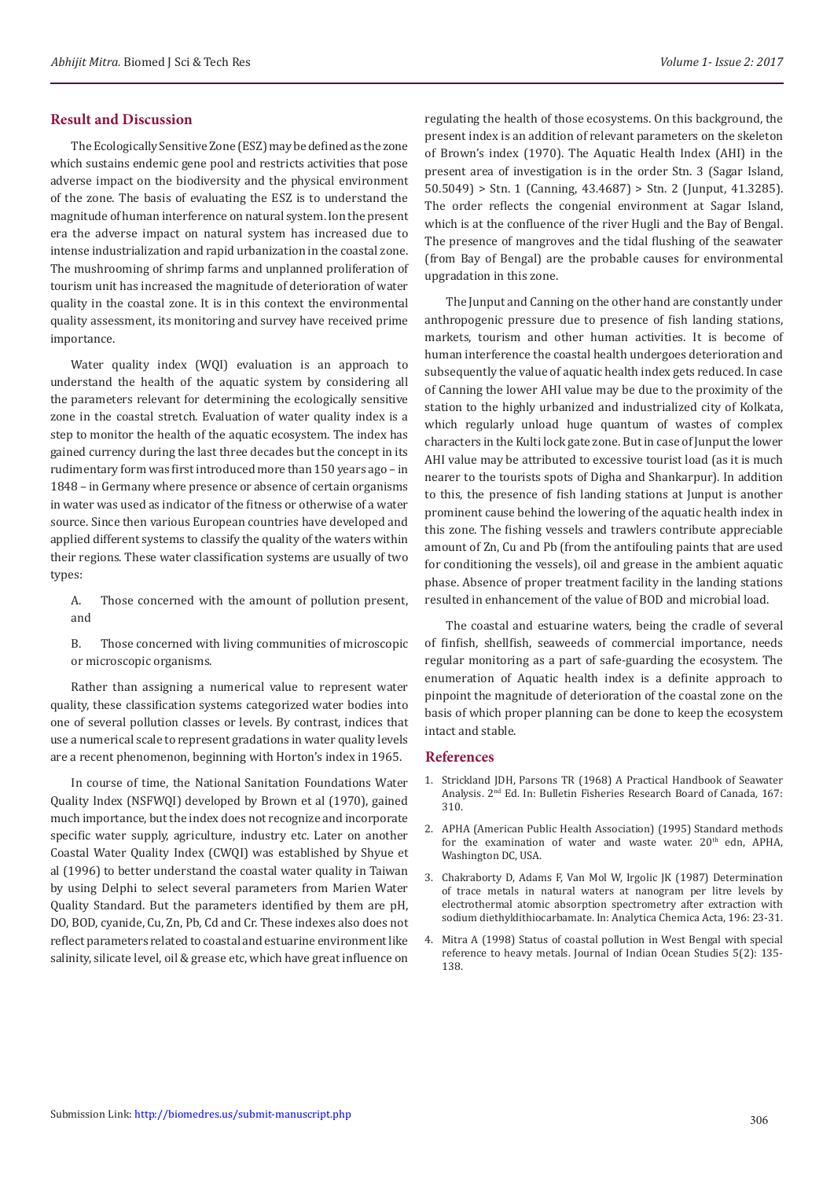## Result and Discussion

The Ecologically Sensitive Zone (ESZ) may be defined as the zone which sustains endemic gene pool and restricts activities that pose adverse impact on the biodiversity and the physical environment of the zone. The basis of evaluating the ESZ is to understand the magnitude of human interference on natural system. Ion the present era the adverse impact on natural system has increased due to intense industrialization and rapid urbanization in the coastal zone. The mushrooming of shrimp farms and unplanned proliferation of tourism unit has increased the magnitude of deterioration of water quality in the coastal zone. It is in this context the environmental quality assessment, its monitoring and survey have received prime importance.

Water quality index (WQI) evaluation is an approach to understand the health of the aquatic system by considering all the parameters relevant for determining the ecologically sensitive zone in the coastal stretch. Evaluation of water quality index is a step to monitor the health of the aquatic ecosystem. The index has gained currency during the last three decades but the concept in its rudimentary form was first introduced more than 150 years ago – in 1848 – in Germany where presence or absence of certain organisms in water was used as indicator of the fitness or otherwise of a water source. Since then various European countries have developed and applied different systems to classify the quality of the waters within their regions. These water classification systems are usually of two types:

A. Those concerned with the amount of pollution present, and

B. Those concerned with living communities of microscopic or microscopic organisms.

Rather than assigning a numerical value to represent water quality, these classification systems categorized water bodies into one of several pollution classes or levels. By contrast, indices that use a numerical scale to represent gradations in water quality levels are a recent phenomenon, beginning with Horton's index in 1965.

In course of time, the National Sanitation Foundations Water Quality Index (NSFWQI) developed by Brown et al (1970), gained much importance, but the index does not recognize and incorporate specific water supply, agriculture, industry etc. Later on another Coastal Water Quality Index (CWQI) was established by Shyue et al (1996) to better understand the coastal water quality in Taiwan by using Delphi to select several parameters from Marien Water Quality Standard. But the parameters identified by them are pH, DO, BOD, cyanide, Cu, Zn, Pb, Cd and Cr. These indexes also does not reflect parameters related to coastal and estuarine environment like salinity, silicate level, oil & grease etc, which have great influence on regulating the health of those ecosystems. On this background, the present index is an addition of relevant parameters on the skeleton of Brown's index (1970). The Aquatic Health Index (AHI) in the present area of investigation is in the order Stn. 3 (Sagar Island, 50.5049) > Stn. 1 (Canning, 43.4687) > Stn. 2 (Junput, 41.3285). The order reflects the congenial environment at Sagar Island, which is at the confluence of the river Hugli and the Bay of Bengal. The presence of mangroves and the tidal flushing of the seawater (from Bay of Bengal) are the probable causes for environmental upgradation in this zone.

The Junput and Canning on the other hand are constantly under anthropogenic pressure due to presence of fish landing stations, markets, tourism and other human activities. It is become of human interference the coastal health undergoes deterioration and subsequently the value of aquatic health index gets reduced. In case of Canning the lower AHI value may be due to the proximity of the station to the highly urbanized and industrialized city of Kolkata, which regularly unload huge quantum of wastes of complex characters in the Kulti lock gate zone. But in case of Junput the lower AHI value may be attributed to excessive tourist load (as it is much nearer to the tourists spots of Digha and Shankarpur). In addition to this, the presence of fish landing stations at Junput is another prominent cause behind the lowering of the aquatic health index in this zone. The fishing vessels and trawlers contribute appreciable amount of Zn, Cu and Pb (from the antifouling paints that are used for conditioning the vessels), oil and grease in the ambient aquatic phase. Absence of proper treatment facility in the landing stations resulted in enhancement of the value of BOD and microbial load.

The coastal and estuarine waters, being the cradle of several of finfish, shellfish, seaweeds of commercial importance, needs regular monitoring as a part of safe-guarding the ecosystem. The enumeration of Aquatic health index is a definite approach to pinpoint the magnitude of deterioration of the coastal zone on the basis of which proper planning can be done to keep the ecosystem intact and stable.

## References

1. Strickland JDH, Parsons TR (1968) A Practical Handbook of Seawater Analysis. 2nd Ed. In: Bulletin Fisheries Research Board of Canada, 167: 310.
2. APHA (American Public Health Association) (1995) Standard methods for the examination of water and waste water. 20th edn, APHA, Washington DC, USA.
3. Chakraborty D, Adams F, Van Mol W, Irgolic JK (1987) Determination of trace metals in natural waters at nanogram per litre levels by electrothermal atomic absorption spectrometry after extraction with sodium diethyldithiocarbamate. In: Analytica Chemica Acta, 196: 23-31.
4. Mitra A (1998) Status of coastal pollution in West Bengal with special reference to heavy metals. Journal of Indian Ocean Studies 5(2): 135-138.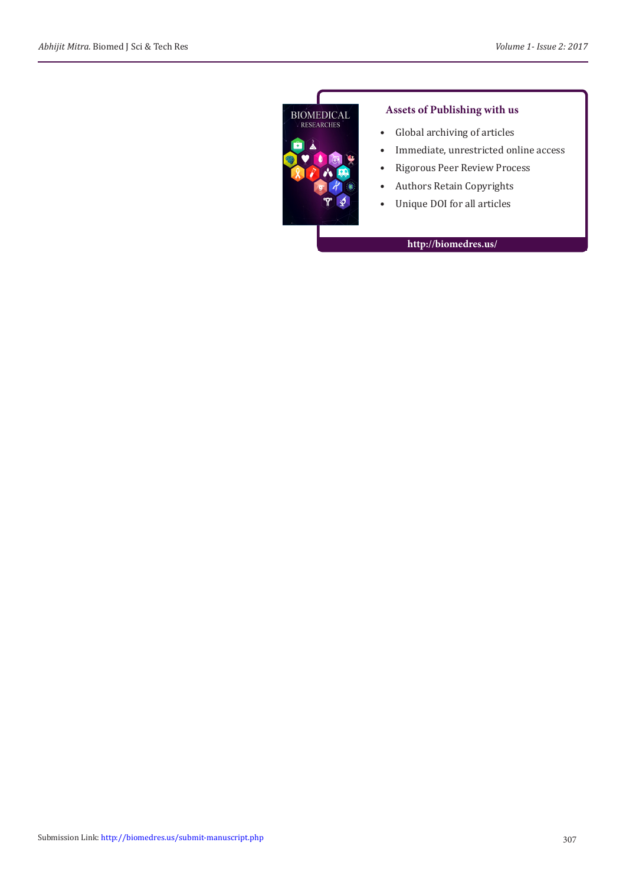### Assets of Publishing with us

- Global archiving of articles
- Immediate, unrestricted online access
- Rigorous Peer Review Process
- Authors Retain Copyrights
- Unique DOI for all articles

**http://biomedres.us/**

Submission Link: http://biomedres.us/submit-manuscript.php